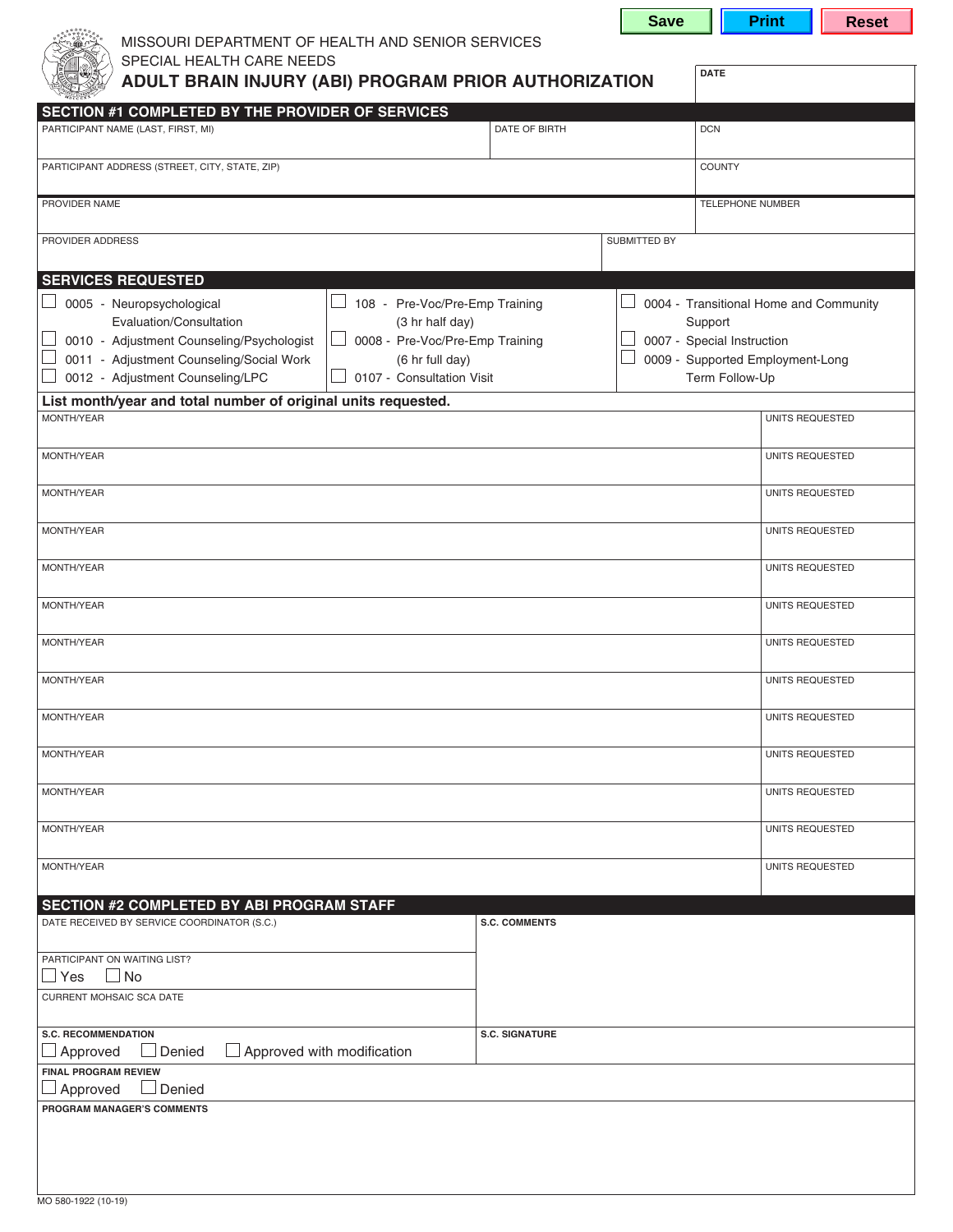MISSOURI DEPARTMENT OF HEALTH AND SENIOR SERVICES
SPECIAL HEALTH CARE NEEDS

# ADULT BRAIN INJURY (ABI) PROGRAM PRIOR AUTHORIZATION

| DATE |
|---|
| |

## SECTION #1 COMPLETED BY THE PROVIDER OF SERVICES

| PARTICIPANT NAME (LAST, FIRST, MI) | DATE OF BIRTH | DCN |
|---|---|---|
| | | |

| PARTICIPANT ADDRESS (STREET, CITY, STATE, ZIP) | COUNTY |
|---|---|
| | |

| PROVIDER NAME | TELEPHONE NUMBER |
|---|---|
| | |

| PROVIDER ADDRESS | SUBMITTED BY |
|---|---|
| | |

## SERVICES REQUESTED

- ☐ 0005 - Neuropsychological Evaluation/Consultation
- ☐ 0010 - Adjustment Counseling/Psychologist
- ☐ 0011 - Adjustment Counseling/Social Work
- ☐ 0012 - Adjustment Counseling/LPC
- ☐ 108 - Pre-Voc/Pre-Emp Training (3 hr half day)
- ☐ 0008 - Pre-Voc/Pre-Emp Training (6 hr full day)
- ☐ 0107 - Consultation Visit
- ☐ 0004 - Transitional Home and Community Support
- ☐ 0007 - Special Instruction
- ☐ 0009 - Supported Employment-Long Term Follow-Up

**List month/year and total number of original units requested.**

| MONTH/YEAR | UNITS REQUESTED |
|---|---|
| | |
| | |
| | |
| | |
| | |
| | |
| | |
| | |
| | |
| | |
| | |
| | |
| | |

## SECTION #2 COMPLETED BY ABI PROGRAM STAFF

| DATE RECEIVED BY SERVICE COORDINATOR (S.C.) | S.C. COMMENTS |
|---|---|
| | |
| PARTICIPANT ON WAITING LIST? ☐ Yes ☐ No | |
| CURRENT MOHSAIC SCA DATE | |
| S.C. RECOMMENDATION ☐ Approved ☐ Denied ☐ Approved with modification | S.C. SIGNATURE |

FINAL PROGRAM REVIEW
☐ Approved ☐ Denied

PROGRAM MANAGER'S COMMENTS

MO 580-1922 (10-19)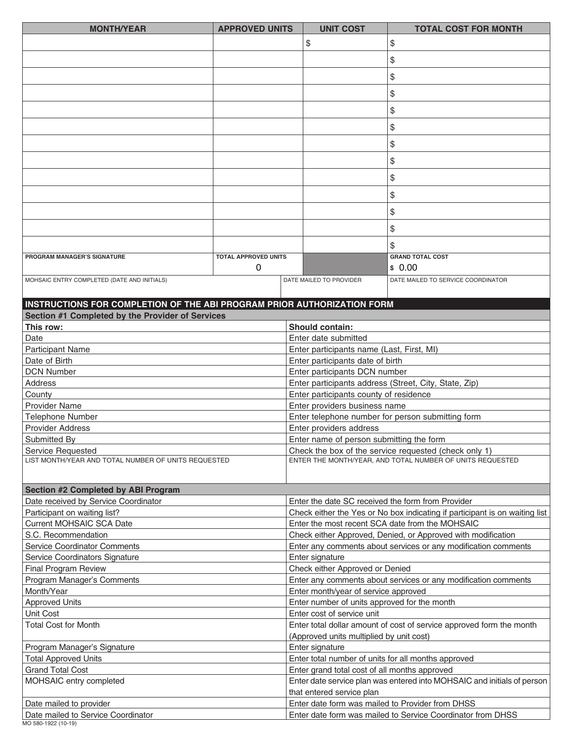| MONTH/YEAR | APPROVED UNITS | UNIT COST | TOTAL COST FOR MONTH |
|---|---|---|---|
| | | $ | $ |
| | | | $ |
| | | | $ |
| | | | $ |
| | | | $ |
| | | | $ |
| | | | $ |
| | | | $ |
| | | | $ |
| | | | $ |
| | | | $ |
| | | | $ |
| | | | $ |
| PROGRAM MANAGER'S SIGNATURE | TOTAL APPROVED UNITS 0 | | GRAND TOTAL COST $ 0.00 |
| MOHSAIC ENTRY COMPLETED (DATE AND INITIALS) | | DATE MAILED TO PROVIDER | DATE MAILED TO SERVICE COORDINATOR |

## INSTRUCTIONS FOR COMPLETION OF THE ABI PROGRAM PRIOR AUTHORIZATION FORM

### Section #1 Completed by the Provider of Services

| This row: | Should contain: |
|---|---|
| Date | Enter date submitted |
| Participant Name | Enter participants name (Last, First, MI) |
| Date of Birth | Enter participants date of birth |
| DCN Number | Enter participants DCN number |
| Address | Enter participants address (Street, City, State, Zip) |
| County | Enter participants county of residence |
| Provider Name | Enter providers business name |
| Telephone Number | Enter telephone number for person submitting form |
| Provider Address | Enter providers address |
| Submitted By | Enter name of person submitting the form |
| Service Requested | Check the box of the service requested (check only 1) |
| LIST MONTH/YEAR AND TOTAL NUMBER OF UNITS REQUESTED | ENTER THE MONTH/YEAR, AND TOTAL NUMBER OF UNITS REQUESTED |

### Section #2 Completed by ABI Program

| | |
|---|---|
| Date received by Service Coordinator | Enter the date SC received the form from Provider |
| Participant on waiting list? | Check either the Yes or No box indicating if participant is on waiting list |
| Current MOHSAIC SCA Date | Enter the most recent SCA date from the MOHSAIC |
| S.C. Recommendation | Check either Approved, Denied, or Approved with modification |
| Service Coordinator Comments | Enter any comments about services or any modification comments |
| Service Coordinators Signature | Enter signature |
| Final Program Review | Check either Approved or Denied |
| Program Manager's Comments | Enter any comments about services or any modification comments |
| Month/Year | Enter month/year of service approved |
| Approved Units | Enter number of units approved for the month |
| Unit Cost | Enter cost of service unit |
| Total Cost for Month | Enter total dollar amount of cost of service approved form the month (Approved units multiplied by unit cost) |
| Program Manager's Signature | Enter signature |
| Total Approved Units | Enter total number of units for all months approved |
| Grand Total Cost | Enter grand total cost of all months approved |
| MOHSAIC entry completed | Enter date service plan was entered into MOHSAIC and initials of person that entered service plan |
| Date mailed to provider | Enter date form was mailed to Provider from DHSS |
| Date mailed to Service Coordinator | Enter date form was mailed to Service Coordinator from DHSS |

MO 580-1922 (10-19)